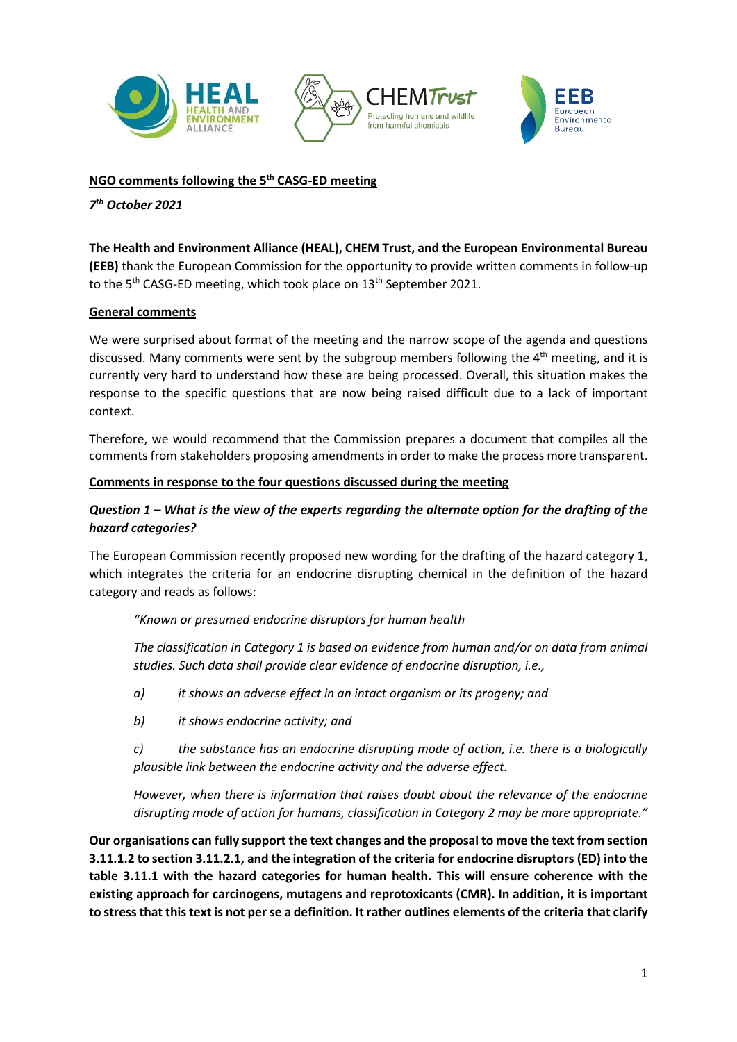**NGO comments following the 5th CASG-ED meeting**

***7th October 2021***

**The Health and Environment Alliance (HEAL), CHEM Trust, and the European Environmental Bureau (EEB)** thank the European Commission for the opportunity to provide written comments in follow-up to the 5th CASG-ED meeting, which took place on 13th September 2021.

**General comments**

We were surprised about format of the meeting and the narrow scope of the agenda and questions discussed. Many comments were sent by the subgroup members following the 4th meeting, and it is currently very hard to understand how these are being processed. Overall, this situation makes the response to the specific questions that are now being raised difficult due to a lack of important context.

Therefore, we would recommend that the Commission prepares a document that compiles all the comments from stakeholders proposing amendments in order to make the process more transparent.

**Comments in response to the four questions discussed during the meeting**

***Question 1 – What is the view of the experts regarding the alternate option for the drafting of the hazard categories?***

The European Commission recently proposed new wording for the drafting of the hazard category 1, which integrates the criteria for an endocrine disrupting chemical in the definition of the hazard category and reads as follows:

> *"Known or presumed endocrine disruptors for human health*
>
> *The classification in Category 1 is based on evidence from human and/or on data from animal studies. Such data shall provide clear evidence of endocrine disruption, i.e.,*
>
> *a) it shows an adverse effect in an intact organism or its progeny; and*
>
> *b) it shows endocrine activity; and*
>
> *c) the substance has an endocrine disrupting mode of action, i.e. there is a biologically plausible link between the endocrine activity and the adverse effect.*
>
> *However, when there is information that raises doubt about the relevance of the endocrine disrupting mode of action for humans, classification in Category 2 may be more appropriate."*

**Our organisations can fully support the text changes and the proposal to move the text from section 3.11.1.2 to section 3.11.2.1, and the integration of the criteria for endocrine disruptors (ED) into the table 3.11.1 with the hazard categories for human health. This will ensure coherence with the existing approach for carcinogens, mutagens and reprotoxicants (CMR). In addition, it is important to stress that this text is not per se a definition. It rather outlines elements of the criteria that clarify**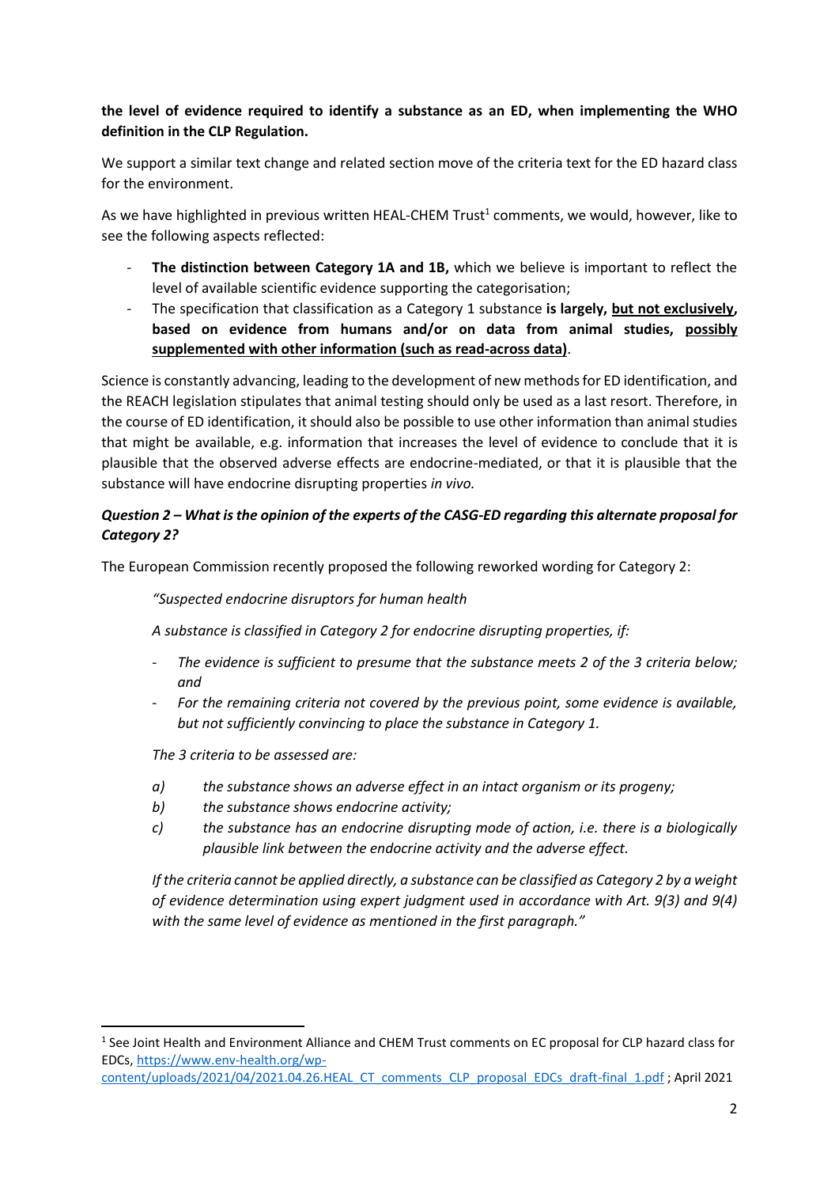**the level of evidence required to identify a substance as an ED, when implementing the WHO definition in the CLP Regulation.**

We support a similar text change and related section move of the criteria text for the ED hazard class for the environment.

As we have highlighted in previous written HEAL-CHEM Trust[1] comments, we would, however, like to see the following aspects reflected:

- **The distinction between Category 1A and 1B,** which we believe is important to reflect the level of available scientific evidence supporting the categorisation;
- The specification that classification as a Category 1 substance **is largely, <u>but not exclusively</u>, based on evidence from humans and/or on data from animal studies, <u>possibly supplemented with other information (such as read-across data)</u>**.

Science is constantly advancing, leading to the development of new methods for ED identification, and the REACH legislation stipulates that animal testing should only be used as a last resort. Therefore, in the course of ED identification, it should also be possible to use other information than animal studies that might be available, e.g. information that increases the level of evidence to conclude that it is plausible that the observed adverse effects are endocrine-mediated, or that it is plausible that the substance will have endocrine disrupting properties *in vivo.*

### *Question 2 – What is the opinion of the experts of the CASG-ED regarding this alternate proposal for Category 2?*

The European Commission recently proposed the following reworked wording for Category 2:

> *"Suspected endocrine disruptors for human health*
>
> *A substance is classified in Category 2 for endocrine disrupting properties, if:*
>
> - *The evidence is sufficient to presume that the substance meets 2 of the 3 criteria below; and*
> - *For the remaining criteria not covered by the previous point, some evidence is available, but not sufficiently convincing to place the substance in Category 1.*
>
> *The 3 criteria to be assessed are:*
>
> *a) the substance shows an adverse effect in an intact organism or its progeny;*
>
> *b) the substance shows endocrine activity;*
>
> *c) the substance has an endocrine disrupting mode of action, i.e. there is a biologically plausible link between the endocrine activity and the adverse effect.*
>
> *If the criteria cannot be applied directly, a substance can be classified as Category 2 by a weight of evidence determination using expert judgment used in accordance with Art. 9(3) and 9(4) with the same level of evidence as mentioned in the first paragraph."*

---

[1] See Joint Health and Environment Alliance and CHEM Trust comments on EC proposal for CLP hazard class for EDCs, https://www.env-health.org/wp-content/uploads/2021/04/2021.04.26.HEAL_CT_comments_CLP_proposal_EDCs_draft-final_1.pdf ; April 2021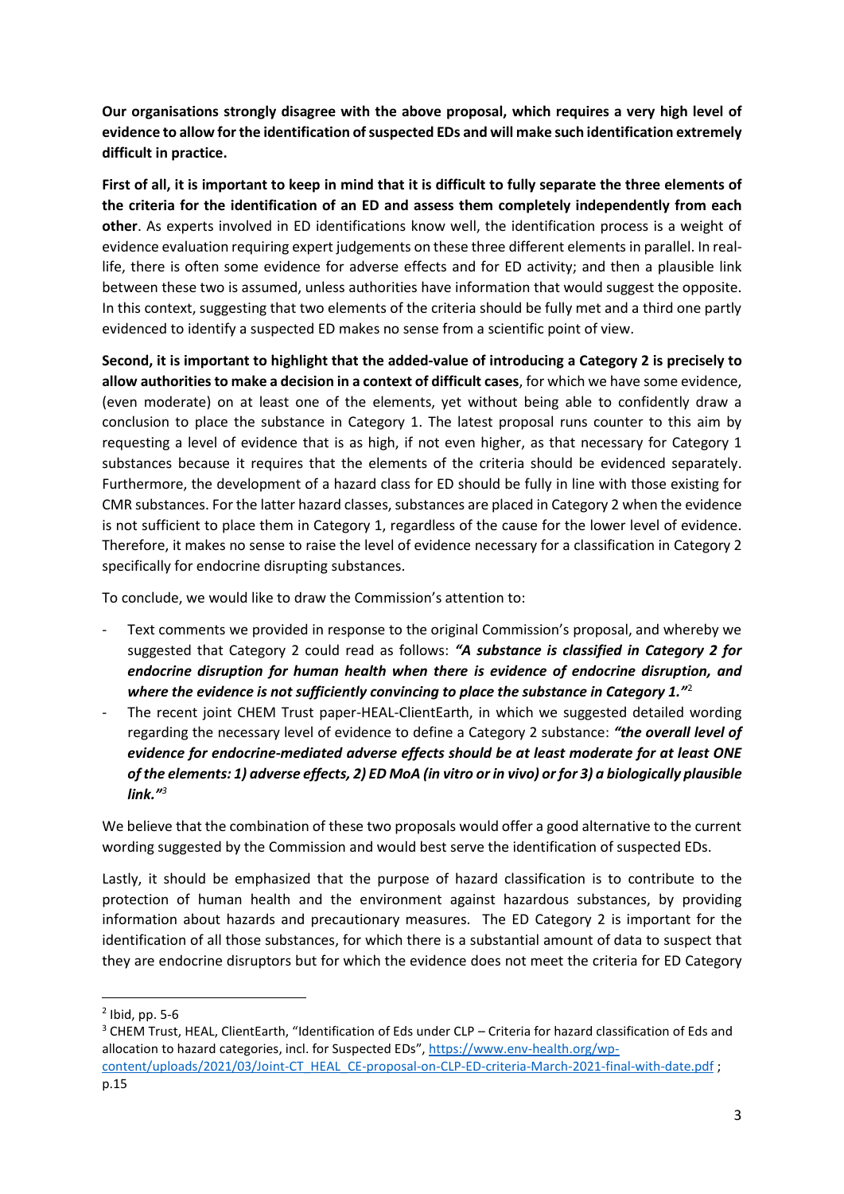**Our organisations strongly disagree with the above proposal, which requires a very high level of evidence to allow for the identification of suspected EDs and will make such identification extremely difficult in practice.**

**First of all, it is important to keep in mind that it is difficult to fully separate the three elements of the criteria for the identification of an ED and assess them completely independently from each other**. As experts involved in ED identifications know well, the identification process is a weight of evidence evaluation requiring expert judgements on these three different elements in parallel. In real-life, there is often some evidence for adverse effects and for ED activity; and then a plausible link between these two is assumed, unless authorities have information that would suggest the opposite. In this context, suggesting that two elements of the criteria should be fully met and a third one partly evidenced to identify a suspected ED makes no sense from a scientific point of view.

**Second, it is important to highlight that the added-value of introducing a Category 2 is precisely to allow authorities to make a decision in a context of difficult cases**, for which we have some evidence, (even moderate) on at least one of the elements, yet without being able to confidently draw a conclusion to place the substance in Category 1. The latest proposal runs counter to this aim by requesting a level of evidence that is as high, if not even higher, as that necessary for Category 1 substances because it requires that the elements of the criteria should be evidenced separately. Furthermore, the development of a hazard class for ED should be fully in line with those existing for CMR substances. For the latter hazard classes, substances are placed in Category 2 when the evidence is not sufficient to place them in Category 1, regardless of the cause for the lower level of evidence. Therefore, it makes no sense to raise the level of evidence necessary for a classification in Category 2 specifically for endocrine disrupting substances.

To conclude, we would like to draw the Commission's attention to:

- Text comments we provided in response to the original Commission's proposal, and whereby we suggested that Category 2 could read as follows: ***"A substance is classified in Category 2 for endocrine disruption for human health when there is evidence of endocrine disruption, and where the evidence is not sufficiently convincing to place the substance in Category 1."***[2]
- The recent joint CHEM Trust paper-HEAL-ClientEarth, in which we suggested detailed wording regarding the necessary level of evidence to define a Category 2 substance: ***"the overall level of evidence for endocrine-mediated adverse effects should be at least moderate for at least ONE of the elements: 1) adverse effects, 2) ED MoA (in vitro or in vivo) or for 3) a biologically plausible link."***[3]

We believe that the combination of these two proposals would offer a good alternative to the current wording suggested by the Commission and would best serve the identification of suspected EDs.

Lastly, it should be emphasized that the purpose of hazard classification is to contribute to the protection of human health and the environment against hazardous substances, by providing information about hazards and precautionary measures. The ED Category 2 is important for the identification of all those substances, for which there is a substantial amount of data to suspect that they are endocrine disruptors but for which the evidence does not meet the criteria for ED Category

---

[2] Ibid, pp. 5-6

[3] CHEM Trust, HEAL, ClientEarth, "Identification of Eds under CLP – Criteria for hazard classification of EDs and allocation to hazard categories, incl. for Suspected EDs", https://www.env-health.org/wp-content/uploads/2021/03/Joint-CT_HEAL_CE-proposal-on-CLP-ED-criteria-March-2021-final-with-date.pdf ; p.15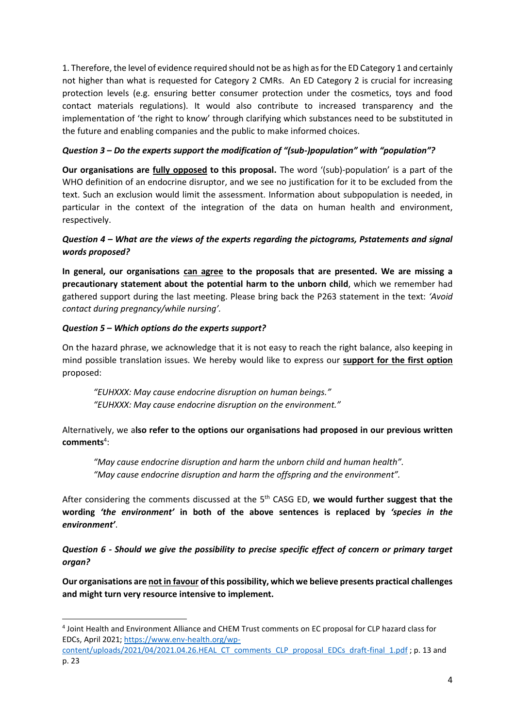1. Therefore, the level of evidence required should not be as high as for the ED Category 1 and certainly not higher than what is requested for Category 2 CMRs. An ED Category 2 is crucial for increasing protection levels (e.g. ensuring better consumer protection under the cosmetics, toys and food contact materials regulations). It would also contribute to increased transparency and the implementation of 'the right to know' through clarifying which substances need to be substituted in the future and enabling companies and the public to make informed choices.

***Question 3 – Do the experts support the modification of "(sub-)population" with "population"?***

**Our organisations are <u>fully opposed</u> to this proposal.** The word '(sub)-population' is a part of the WHO definition of an endocrine disruptor, and we see no justification for it to be excluded from the text. Such an exclusion would limit the assessment. Information about subpopulation is needed, in particular in the context of the integration of the data on human health and environment, respectively.

***Question 4 – What are the views of the experts regarding the pictograms, Pstatements and signal words proposed?***

**In general, our organisations <u>can agree</u> to the proposals that are presented. We are missing a precautionary statement about the potential harm to the unborn child**, which we remember had gathered support during the last meeting. Please bring back the P263 statement in the text: *'Avoid contact during pregnancy/while nursing'*.

***Question 5 – Which options do the experts support?***

On the hazard phrase, we acknowledge that it is not easy to reach the right balance, also keeping in mind possible translation issues. We hereby would like to express our **<u>support for the first option</u>** proposed:

> *"EUHXXX: May cause endocrine disruption on human beings."*
> *"EUHXXX: May cause endocrine disruption on the environment."*

Alternatively, we a**lso refer to the options our organisations had proposed in our previous written comments**[4]:

> *"May cause endocrine disruption and harm the unborn child and human health".*
> *"May cause endocrine disruption and harm the offspring and the environment".*

After considering the comments discussed at the 5th CASG ED, **we would further suggest that the wording *'the environment'* in both of the above sentences is replaced by *'species in the environment'***.

***Question 6 - Should we give the possibility to precise specific effect of concern or primary target organ?***

**Our organisations are <u>not in favour</u> of this possibility, which we believe presents practical challenges and might turn very resource intensive to implement.**

---

[4] Joint Health and Environment Alliance and CHEM Trust comments on EC proposal for CLP hazard class for EDCs, April 2021; https://www.env-health.org/wp-content/uploads/2021/04/2021.04.26.HEAL_CT_comments_CLP_proposal_EDCs_draft-final_1.pdf ; p. 13 and p. 23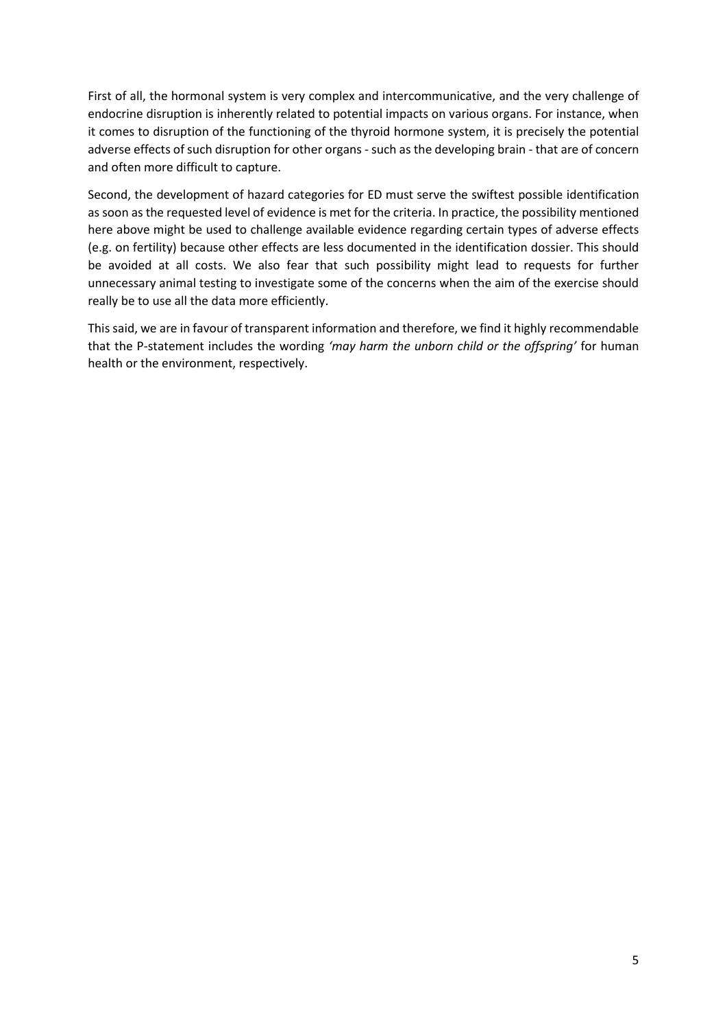First of all, the hormonal system is very complex and intercommunicative, and the very challenge of endocrine disruption is inherently related to potential impacts on various organs. For instance, when it comes to disruption of the functioning of the thyroid hormone system, it is precisely the potential adverse effects of such disruption for other organs - such as the developing brain - that are of concern and often more difficult to capture.

Second, the development of hazard categories for ED must serve the swiftest possible identification as soon as the requested level of evidence is met for the criteria. In practice, the possibility mentioned here above might be used to challenge available evidence regarding certain types of adverse effects (e.g. on fertility) because other effects are less documented in the identification dossier. This should be avoided at all costs. We also fear that such possibility might lead to requests for further unnecessary animal testing to investigate some of the concerns when the aim of the exercise should really be to use all the data more efficiently.

This said, we are in favour of transparent information and therefore, we find it highly recommendable that the P-statement includes the wording *'may harm the unborn child or the offspring'* for human health or the environment, respectively.